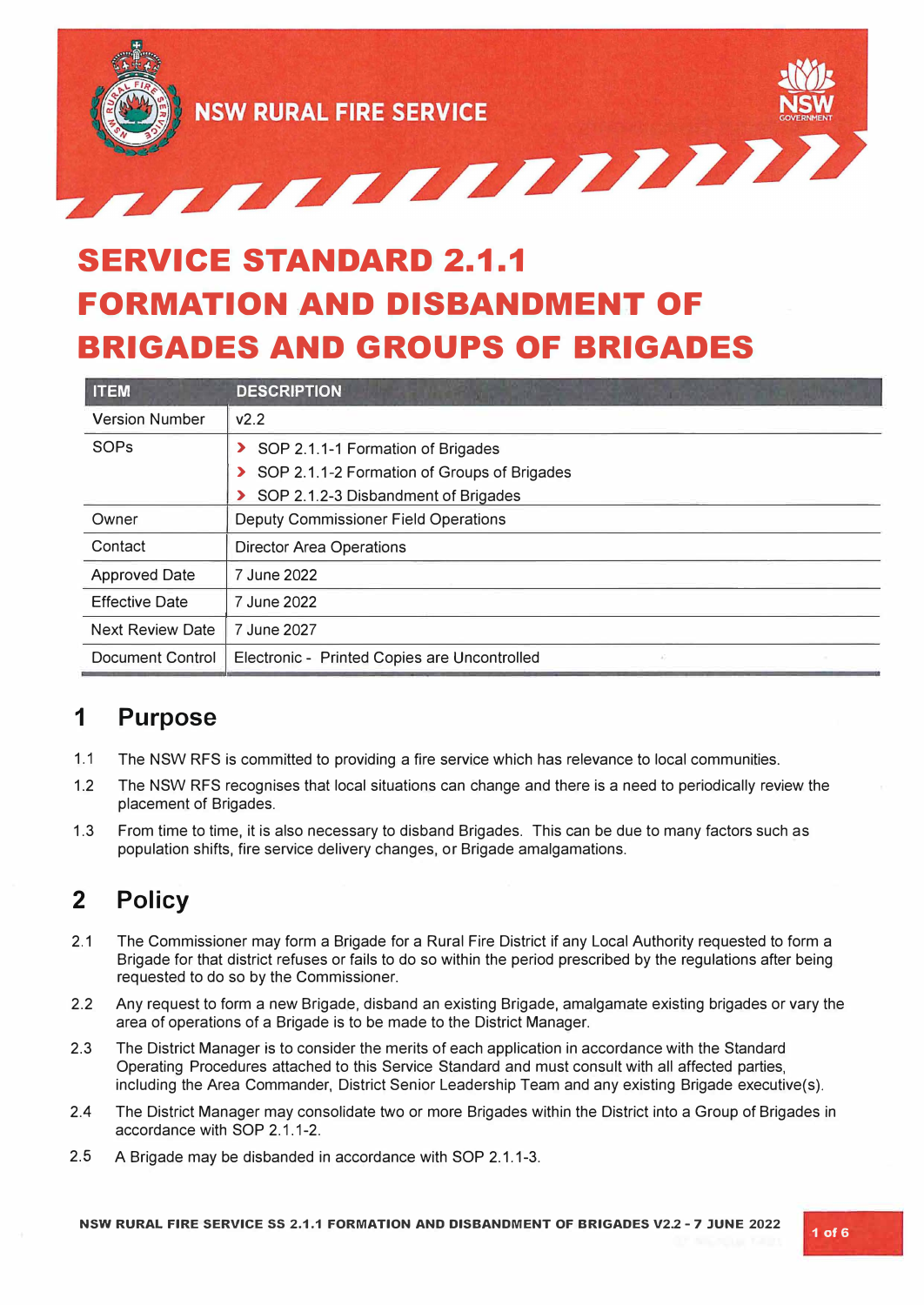NSW RURAL FIRE SERVICE

# SERVICE STANDARD 2.1.1 FORMATION AND DISBANDMENT OF BRIGADES AND GROUPS OF BRIGADES

| ITEM | DESCRIPTION |
|---|---|
| Version Number | v2.2 |
| SOPs | › SOP 2.1.1-1 Formation of Brigades<br>› SOP 2.1.1-2 Formation of Groups of Brigades<br>› SOP 2.1.2-3 Disbandment of Brigades |
| Owner | Deputy Commissioner Field Operations |
| Contact | Director Area Operations |
| Approved Date | 7 June 2022 |
| Effective Date | 7 June 2022 |
| Next Review Date | 7 June 2027 |
| Document Control | Electronic - Printed Copies are Uncontrolled |

## 1 Purpose

1.1 The NSW RFS is committed to providing a fire service which has relevance to local communities.

1.2 The NSW RFS recognises that local situations can change and there is a need to periodically review the placement of Brigades.

1.3 From time to time, it is also necessary to disband Brigades. This can be due to many factors such as population shifts, fire service delivery changes, or Brigade amalgamations.

## 2 Policy

2.1 The Commissioner may form a Brigade for a Rural Fire District if any Local Authority requested to form a Brigade for that district refuses or fails to do so within the period prescribed by the regulations after being requested to do so by the Commissioner.

2.2 Any request to form a new Brigade, disband an existing Brigade, amalgamate existing brigades or vary the area of operations of a Brigade is to be made to the District Manager.

2.3 The District Manager is to consider the merits of each application in accordance with the Standard Operating Procedures attached to this Service Standard and must consult with all affected parties, including the Area Commander, District Senior Leadership Team and any existing Brigade executive(s).

2.4 The District Manager may consolidate two or more Brigades within the District into a Group of Brigades in accordance with SOP 2.1.1-2.

2.5 A Brigade may be disbanded in accordance with SOP 2.1.1-3.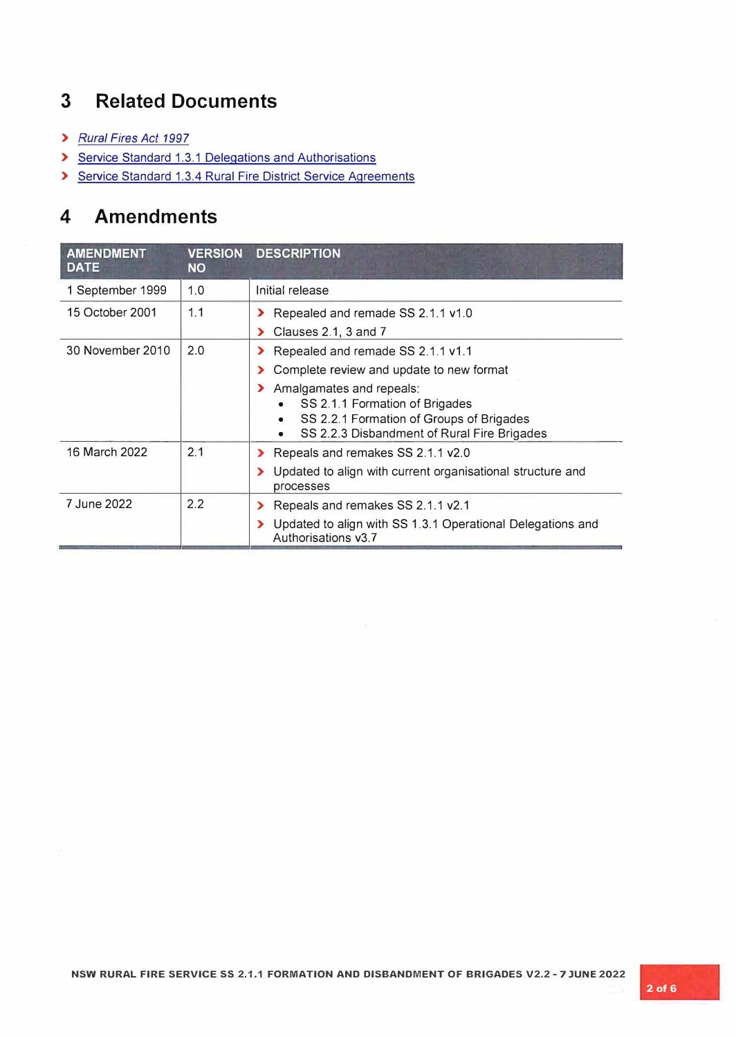## 3 Related Documents

- *Rural Fires Act 1997*
- Service Standard 1.3.1 Delegations and Authorisations
- Service Standard 1.3.4 Rural Fire District Service Agreements

## 4 Amendments

| AMENDMENT DATE | VERSION NO | DESCRIPTION |
|---|---|---|
| 1 September 1999 | 1.0 | Initial release |
| 15 October 2001 | 1.1 | › Repealed and remade SS 2.1.1 v1.0<br>› Clauses 2.1, 3 and 7 |
| 30 November 2010 | 2.0 | › Repealed and remade SS 2.1.1 v1.1<br>› Complete review and update to new format<br>› Amalgamates and repeals:<br>• SS 2.1.1 Formation of Brigades<br>• SS 2.2.1 Formation of Groups of Brigades<br>• SS 2.2.3 Disbandment of Rural Fire Brigades |
| 16 March 2022 | 2.1 | › Repeals and remakes SS 2.1.1 v2.0<br>› Updated to align with current organisational structure and processes |
| 7 June 2022 | 2.2 | › Repeals and remakes SS 2.1.1 v2.1<br>› Updated to align with SS 1.3.1 Operational Delegations and Authorisations v3.7 |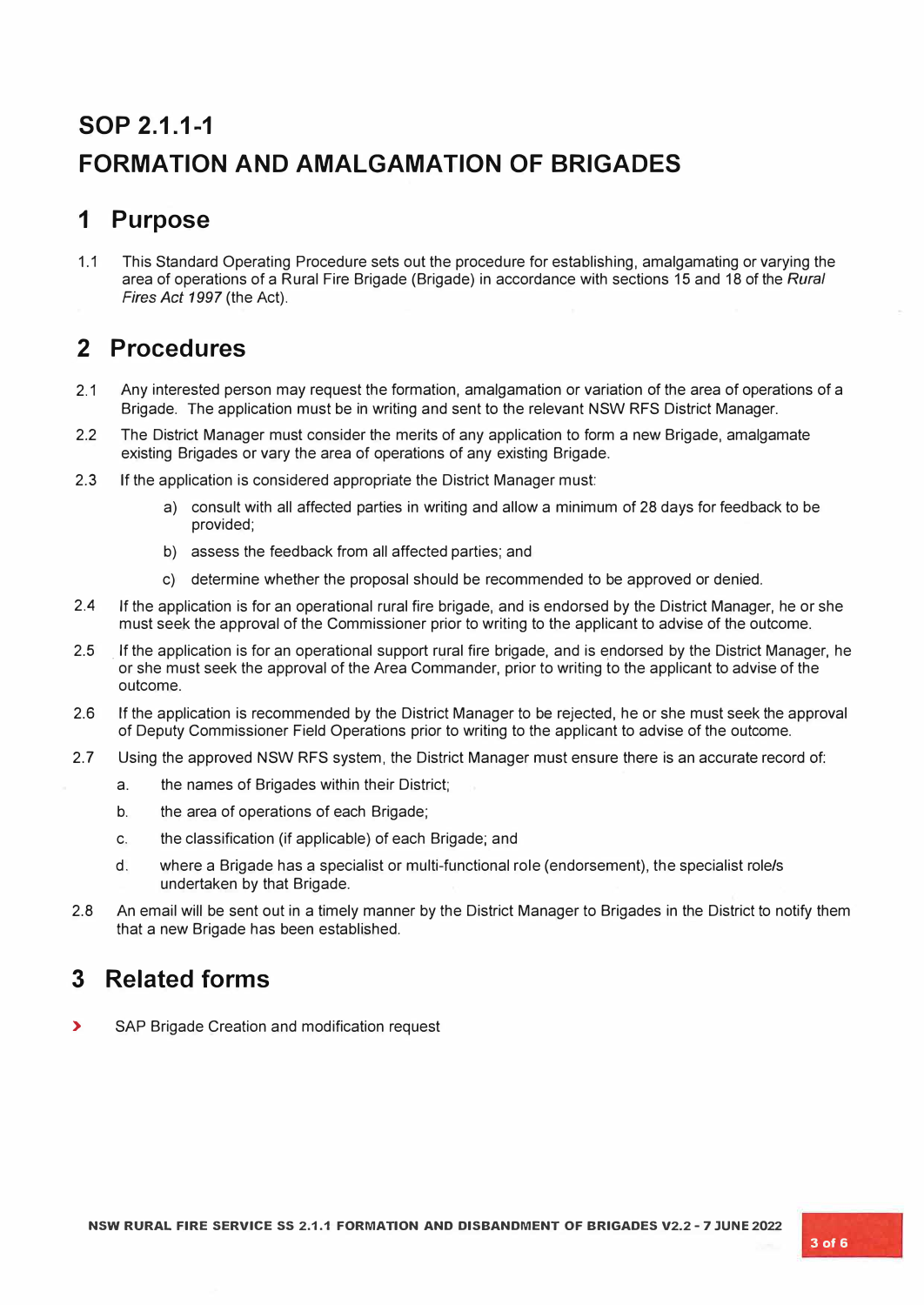# SOP 2.1.1-1

# FORMATION AND AMALGAMATION OF BRIGADES

## 1 Purpose

1.1 This Standard Operating Procedure sets out the procedure for establishing, amalgamating or varying the area of operations of a Rural Fire Brigade (Brigade) in accordance with sections 15 and 18 of the *Rural Fires Act 1997* (the Act).

## 2 Procedures

2.1 Any interested person may request the formation, amalgamation or variation of the area of operations of a Brigade. The application must be in writing and sent to the relevant NSW RFS District Manager.

2.2 The District Manager must consider the merits of any application to form a new Brigade, amalgamate existing Brigades or vary the area of operations of any existing Brigade.

2.3 If the application is considered appropriate the District Manager must:

a) consult with all affected parties in writing and allow a minimum of 28 days for feedback to be provided;

b) assess the feedback from all affected parties; and

c) determine whether the proposal should be recommended to be approved or denied.

2.4 If the application is for an operational rural fire brigade, and is endorsed by the District Manager, he or she must seek the approval of the Commissioner prior to writing to the applicant to advise of the outcome.

2.5 If the application is for an operational support rural fire brigade, and is endorsed by the District Manager, he or she must seek the approval of the Area Commander, prior to writing to the applicant to advise of the outcome.

2.6 If the application is recommended by the District Manager to be rejected, he or she must seek the approval of Deputy Commissioner Field Operations prior to writing to the applicant to advise of the outcome.

2.7 Using the approved NSW RFS system, the District Manager must ensure there is an accurate record of:

a. the names of Brigades within their District;

b. the area of operations of each Brigade;

c. the classification (if applicable) of each Brigade; and

d. where a Brigade has a specialist or multi-functional role (endorsement), the specialist role/s undertaken by that Brigade.

2.8 An email will be sent out in a timely manner by the District Manager to Brigades in the District to notify them that a new Brigade has been established.

## 3 Related forms

- SAP Brigade Creation and modification request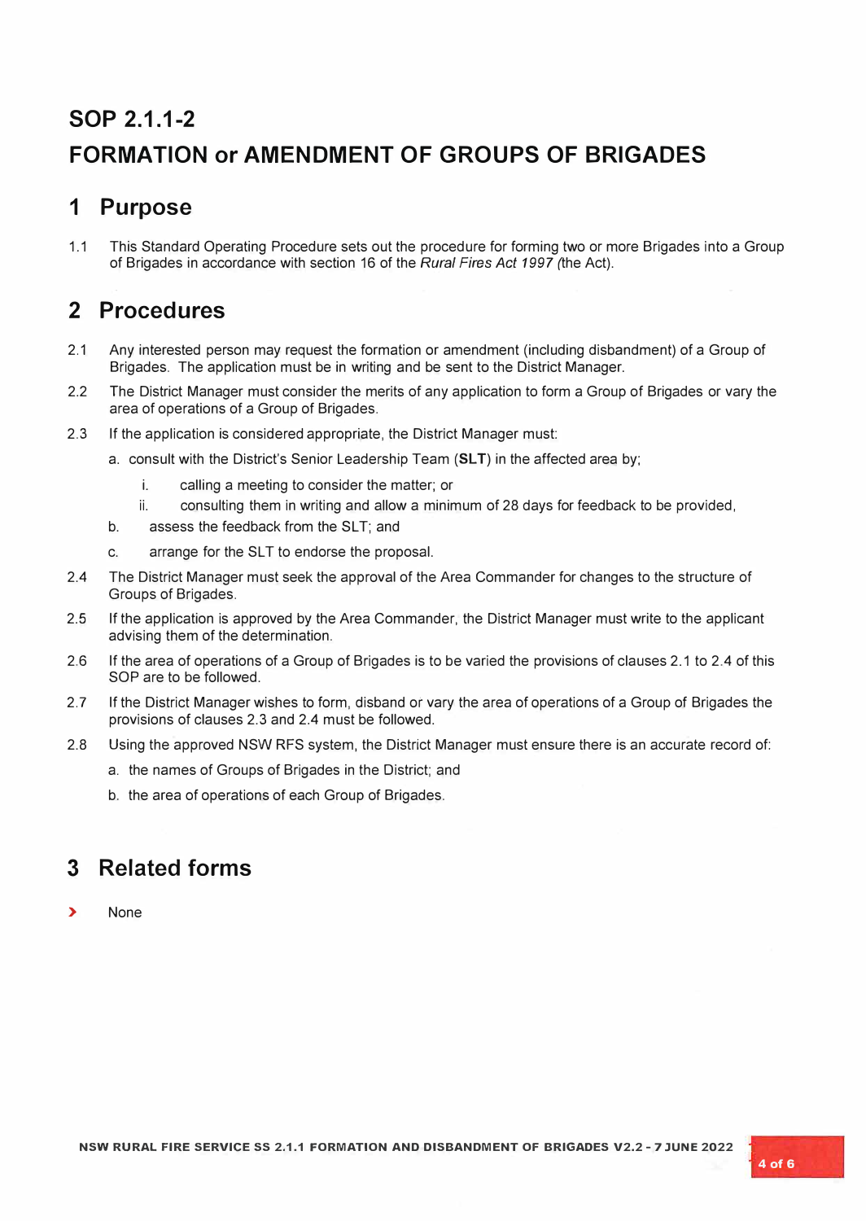# SOP 2.1.1-2

# FORMATION or AMENDMENT OF GROUPS OF BRIGADES

## 1 Purpose

1.1 This Standard Operating Procedure sets out the procedure for forming two or more Brigades into a Group of Brigades in accordance with section 16 of the *Rural Fires Act 1997* (the Act).

## 2 Procedures

2.1 Any interested person may request the formation or amendment (including disbandment) of a Group of Brigades. The application must be in writing and be sent to the District Manager.

2.2 The District Manager must consider the merits of any application to form a Group of Brigades or vary the area of operations of a Group of Brigades.

2.3 If the application is considered appropriate, the District Manager must:

a. consult with the District's Senior Leadership Team (**SLT**) in the affected area by;

   i. calling a meeting to consider the matter; or

   ii. consulting them in writing and allow a minimum of 28 days for feedback to be provided,

b. assess the feedback from the SLT; and

c. arrange for the SLT to endorse the proposal.

2.4 The District Manager must seek the approval of the Area Commander for changes to the structure of Groups of Brigades.

2.5 If the application is approved by the Area Commander, the District Manager must write to the applicant advising them of the determination.

2.6 If the area of operations of a Group of Brigades is to be varied the provisions of clauses 2.1 to 2.4 of this SOP are to be followed.

2.7 If the District Manager wishes to form, disband or vary the area of operations of a Group of Brigades the provisions of clauses 2.3 and 2.4 must be followed.

2.8 Using the approved NSW RFS system, the District Manager must ensure there is an accurate record of:

a. the names of Groups of Brigades in the District; and

b. the area of operations of each Group of Brigades.

## 3 Related forms

- None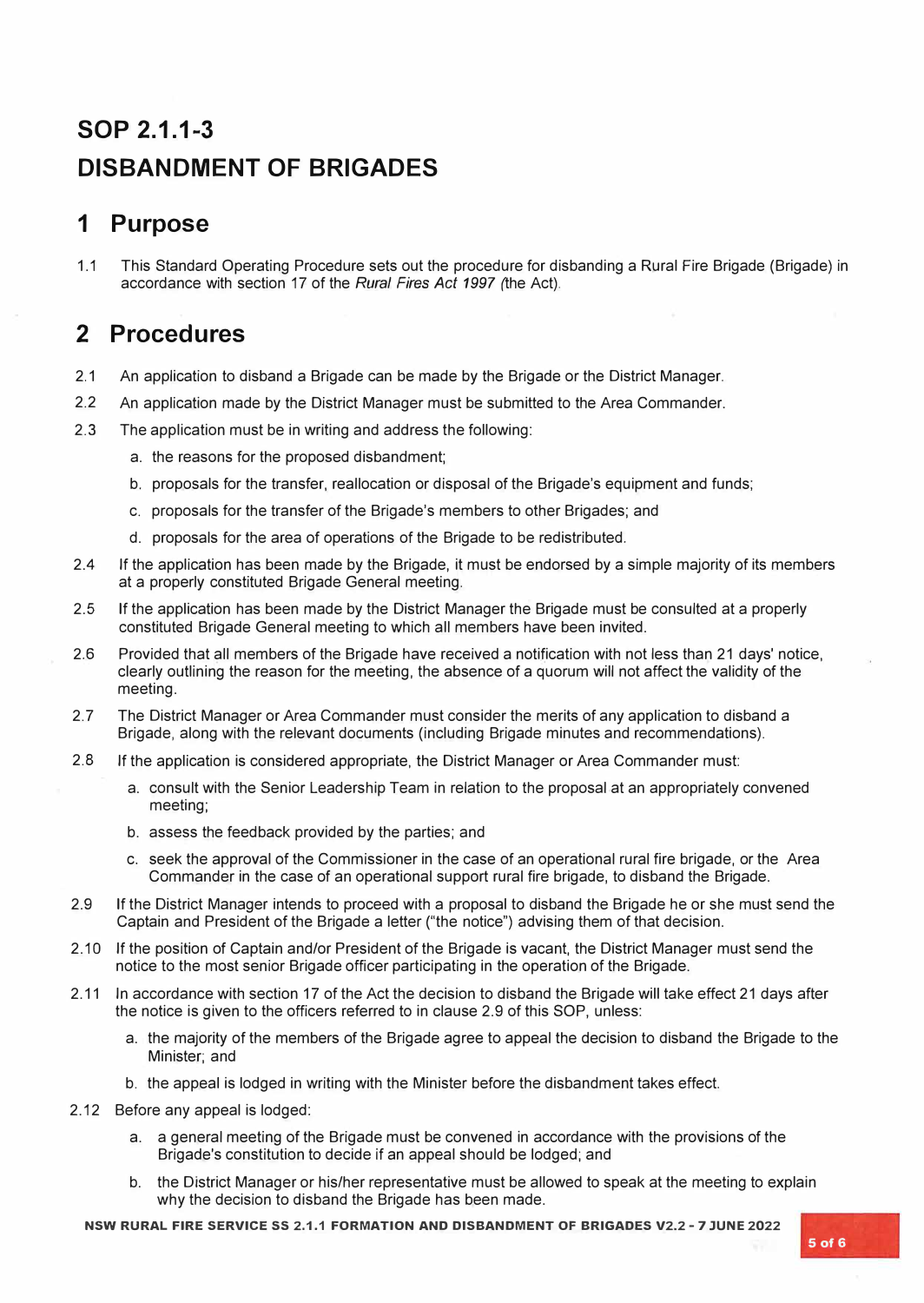# SOP 2.1.1-3

# DISBANDMENT OF BRIGADES

## 1 Purpose

1.1 This Standard Operating Procedure sets out the procedure for disbanding a Rural Fire Brigade (Brigade) in accordance with section 17 of the *Rural Fires Act 1997* (the Act).

## 2 Procedures

2.1 An application to disband a Brigade can be made by the Brigade or the District Manager.

2.2 An application made by the District Manager must be submitted to the Area Commander.

2.3 The application must be in writing and address the following:

  a. the reasons for the proposed disbandment;

  b. proposals for the transfer, reallocation or disposal of the Brigade's equipment and funds;

  c. proposals for the transfer of the Brigade's members to other Brigades; and

  d. proposals for the area of operations of the Brigade to be redistributed.

2.4 If the application has been made by the Brigade, it must be endorsed by a simple majority of its members at a properly constituted Brigade General meeting.

2.5 If the application has been made by the District Manager the Brigade must be consulted at a properly constituted Brigade General meeting to which all members have been invited.

2.6 Provided that all members of the Brigade have received a notification with not less than 21 days' notice, clearly outlining the reason for the meeting, the absence of a quorum will not affect the validity of the meeting.

2.7 The District Manager or Area Commander must consider the merits of any application to disband a Brigade, along with the relevant documents (including Brigade minutes and recommendations).

2.8 If the application is considered appropriate, the District Manager or Area Commander must:

  a. consult with the Senior Leadership Team in relation to the proposal at an appropriately convened meeting;

  b. assess the feedback provided by the parties; and

  c. seek the approval of the Commissioner in the case of an operational rural fire brigade, or the Area Commander in the case of an operational support rural fire brigade, to disband the Brigade.

2.9 If the District Manager intends to proceed with a proposal to disband the Brigade he or she must send the Captain and President of the Brigade a letter ("the notice") advising them of that decision.

2.10 If the position of Captain and/or President of the Brigade is vacant, the District Manager must send the notice to the most senior Brigade officer participating in the operation of the Brigade.

2.11 In accordance with section 17 of the Act the decision to disband the Brigade will take effect 21 days after the notice is given to the officers referred to in clause 2.9 of this SOP, unless:

  a. the majority of the members of the Brigade agree to appeal the decision to disband the Brigade to the Minister; and

  b. the appeal is lodged in writing with the Minister before the disbandment takes effect.

2.12 Before any appeal is lodged:

  a. a general meeting of the Brigade must be convened in accordance with the provisions of the Brigade's constitution to decide if an appeal should be lodged; and

  b. the District Manager or his/her representative must be allowed to speak at the meeting to explain why the decision to disband the Brigade has been made.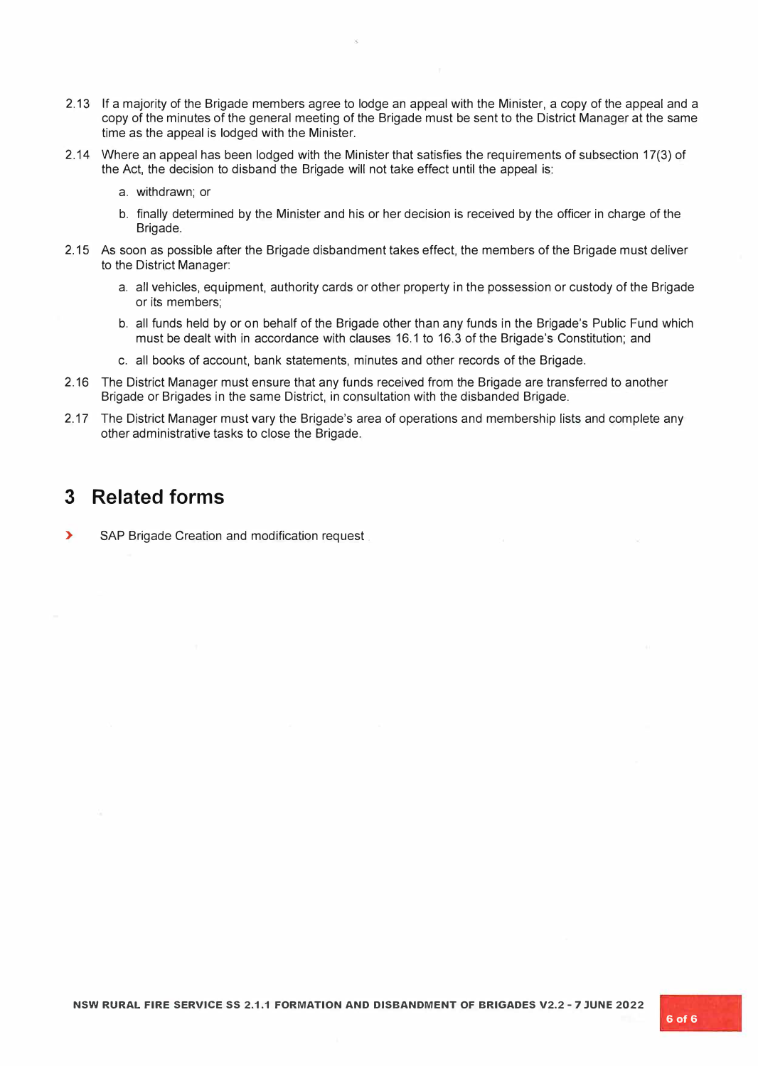2.13 If a majority of the Brigade members agree to lodge an appeal with the Minister, a copy of the appeal and a copy of the minutes of the general meeting of the Brigade must be sent to the District Manager at the same time as the appeal is lodged with the Minister.

2.14 Where an appeal has been lodged with the Minister that satisfies the requirements of subsection 17(3) of the Act, the decision to disband the Brigade will not take effect until the appeal is:

  a. withdrawn; or

  b. finally determined by the Minister and his or her decision is received by the officer in charge of the Brigade.

2.15 As soon as possible after the Brigade disbandment takes effect, the members of the Brigade must deliver to the District Manager:

  a. all vehicles, equipment, authority cards or other property in the possession or custody of the Brigade or its members;

  b. all funds held by or on behalf of the Brigade other than any funds in the Brigade's Public Fund which must be dealt with in accordance with clauses 16.1 to 16.3 of the Brigade's Constitution; and

  c. all books of account, bank statements, minutes and other records of the Brigade.

2.16 The District Manager must ensure that any funds received from the Brigade are transferred to another Brigade or Brigades in the same District, in consultation with the disbanded Brigade.

2.17 The District Manager must vary the Brigade's area of operations and membership lists and complete any other administrative tasks to close the Brigade.

## 3 Related forms

- SAP Brigade Creation and modification request